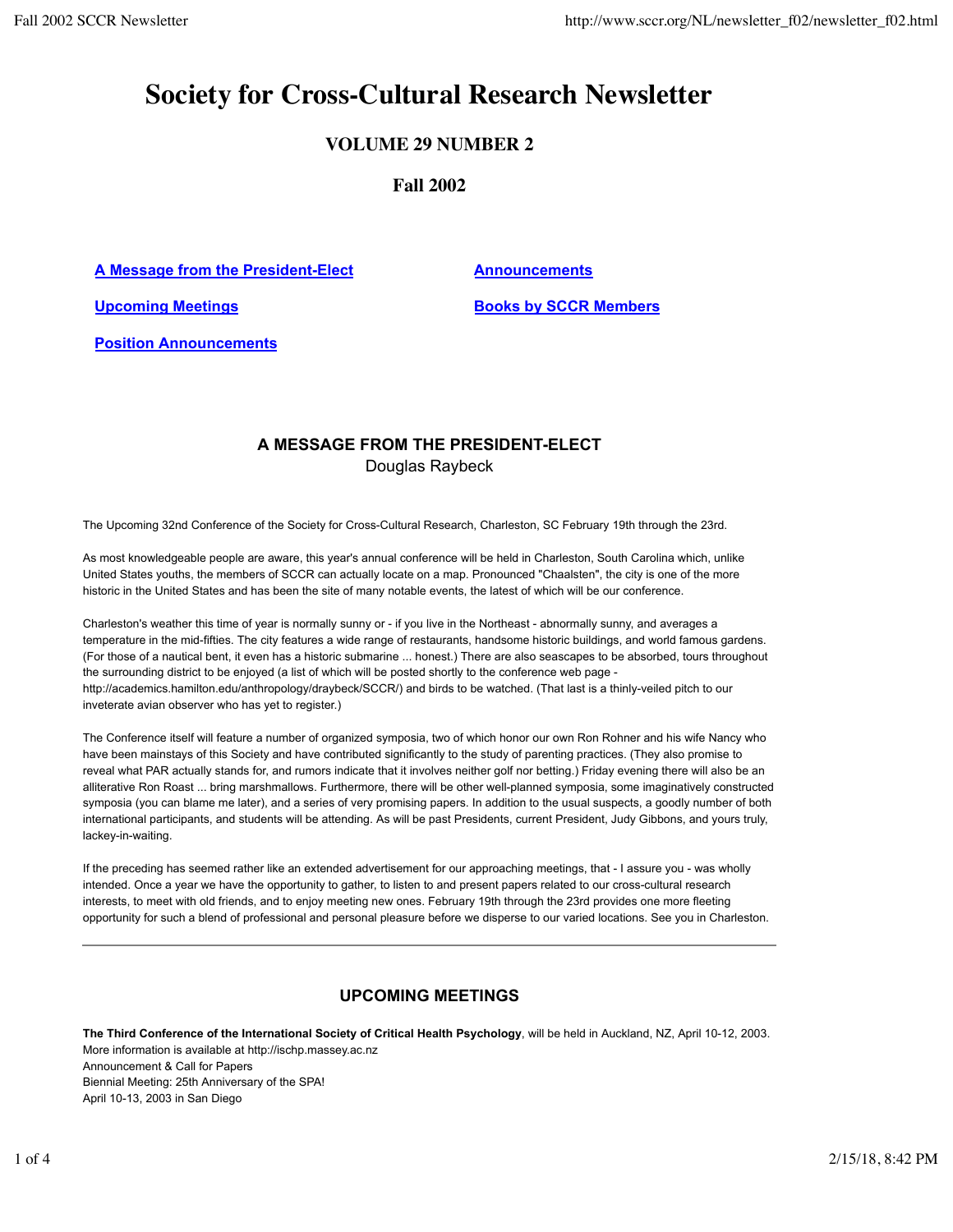# Society for Cross-Cultural Research Newsletter

## VOLUME 29 NUMBER 2

## Fall 2002

[A Message from the President-Elect](#)

[Announcements](#)

[Upcoming Meetings](#)

[Books by SCCR Members](#)

[Position Announcements](#)

## A MESSAGE FROM THE PRESIDENT-ELECT

Douglas Raybeck

The Upcoming 32nd Conference of the Society for Cross-Cultural Research, Charleston, SC February 19th through the 23rd.

As most knowledgeable people are aware, this year's annual conference will be held in Charleston, South Carolina which, unlike United States youths, the members of SCCR can actually locate on a map. Pronounced "Chaalsten", the city is one of the more historic in the United States and has been the site of many notable events, the latest of which will be our conference.

Charleston's weather this time of year is normally sunny or - if you live in the Northeast - abnormally sunny, and averages a temperature in the mid-fifties. The city features a wide range of restaurants, handsome historic buildings, and world famous gardens. (For those of a nautical bent, it even has a historic submarine ... honest.) There are also seascapes to be absorbed, tours throughout the surrounding district to be enjoyed (a list of which will be posted shortly to the conference web page - http://academics.hamilton.edu/anthropology/draybeck/SCCR/) and birds to be watched. (That last is a thinly-veiled pitch to our inveterate avian observer who has yet to register.)

The Conference itself will feature a number of organized symposia, two of which honor our own Ron Rohner and his wife Nancy who have been mainstays of this Society and have contributed significantly to the study of parenting practices. (They also promise to reveal what PAR actually stands for, and rumors indicate that it involves neither golf nor betting.) Friday evening there will also be an alliterative Ron Roast ... bring marshmallows. Furthermore, there will be other well-planned symposia, some imaginatively constructed symposia (you can blame me later), and a series of very promising papers. In addition to the usual suspects, a goodly number of both international participants, and students will be attending. As will be past Presidents, current President, Judy Gibbons, and yours truly, lackey-in-waiting.

If the preceding has seemed rather like an extended advertisement for our approaching meetings, that - I assure you - was wholly intended. Once a year we have the opportunity to gather, to listen to and present papers related to our cross-cultural research interests, to meet with old friends, and to enjoy meeting new ones. February 19th through the 23rd provides one more fleeting opportunity for such a blend of professional and personal pleasure before we disperse to our varied locations. See you in Charleston.

---

## UPCOMING MEETINGS

**The Third Conference of the International Society of Critical Health Psychology**, will be held in Auckland, NZ, April 10-12, 2003.
More information is available at http://ischp.massey.ac.nz
Announcement & Call for Papers
Biennial Meeting: 25th Anniversary of the SPA!
April 10-13, 2003 in San Diego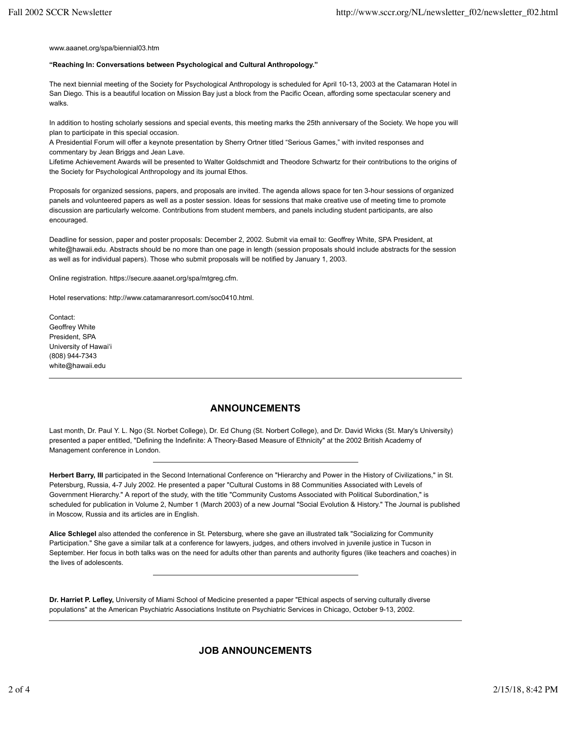www.aaanet.org/spa/biennial03.htm

**"Reaching In: Conversations between Psychological and Cultural Anthropology."**

The next biennial meeting of the Society for Psychological Anthropology is scheduled for April 10-13, 2003 at the Catamaran Hotel in San Diego. This is a beautiful location on Mission Bay just a block from the Pacific Ocean, affording some spectacular scenery and walks.

In addition to hosting scholarly sessions and special events, this meeting marks the 25th anniversary of the Society. We hope you will plan to participate in this special occasion.
A Presidential Forum will offer a keynote presentation by Sherry Ortner titled "Serious Games," with invited responses and commentary by Jean Briggs and Jean Lave.
Lifetime Achievement Awards will be presented to Walter Goldschmidt and Theodore Schwartz for their contributions to the origins of the Society for Psychological Anthropology and its journal Ethos.

Proposals for organized sessions, papers, and proposals are invited. The agenda allows space for ten 3-hour sessions of organized panels and volunteered papers as well as a poster session. Ideas for sessions that make creative use of meeting time to promote discussion are particularly welcome. Contributions from student members, and panels including student participants, are also encouraged.

Deadline for session, paper and poster proposals: December 2, 2002. Submit via email to: Geoffrey White, SPA President, at white@hawaii.edu. Abstracts should be no more than one page in length (session proposals should include abstracts for the session as well as for individual papers). Those who submit proposals will be notified by January 1, 2003.

Online registration. https://secure.aaanet.org/spa/mtgreg.cfm.

Hotel reservations: http://www.catamaranresort.com/soc0410.html.

Contact:
Geoffrey White
President, SPA
University of Hawai'i
(808) 944-7343
white@hawaii.edu

---

## ANNOUNCEMENTS

Last month, Dr. Paul Y. L. Ngo (St. Norbet College), Dr. Ed Chung (St. Norbert College), and Dr. David Wicks (St. Mary's University) presented a paper entitled, "Defining the Indefinite: A Theory-Based Measure of Ethnicity" at the 2002 British Academy of Management conference in London.

---

**Herbert Barry, III** participated in the Second International Conference on "Hierarchy and Power in the History of Civilizations," in St. Petersburg, Russia, 4-7 July 2002. He presented a paper "Cultural Customs in 88 Communities Associated with Levels of Government Hierarchy." A report of the study, with the title "Community Customs Associated with Political Subordination," is scheduled for publication in Volume 2, Number 1 (March 2003) of a new Journal "Social Evolution & History." The Journal is published in Moscow, Russia and its articles are in English.

**Alice Schlegel** also attended the conference in St. Petersburg, where she gave an illustrated talk "Socializing for Community Participation." She gave a similar talk at a conference for lawyers, judges, and others involved in juvenile justice in Tucson in September. Her focus in both talks was on the need for adults other than parents and authority figures (like teachers and coaches) in the lives of adolescents.

---

**Dr. Harriet P. Lefley,** University of Miami School of Medicine presented a paper "Ethical aspects of serving culturally diverse populations" at the American Psychiatric Associations Institute on Psychiatric Services in Chicago, October 9-13, 2002.

---

## JOB ANNOUNCEMENTS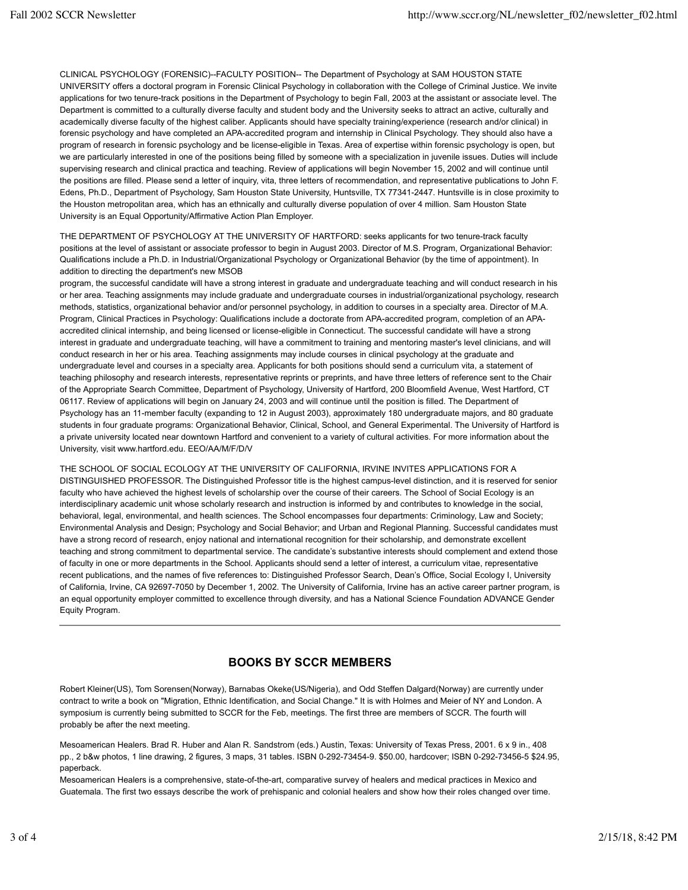CLINICAL PSYCHOLOGY (FORENSIC)--FACULTY POSITION-- The Department of Psychology at SAM HOUSTON STATE UNIVERSITY offers a doctoral program in Forensic Clinical Psychology in collaboration with the College of Criminal Justice. We invite applications for two tenure-track positions in the Department of Psychology to begin Fall, 2003 at the assistant or associate level. The Department is committed to a culturally diverse faculty and student body and the University seeks to attract an active, culturally and academically diverse faculty of the highest caliber. Applicants should have specialty training/experience (research and/or clinical) in forensic psychology and have completed an APA-accredited program and internship in Clinical Psychology. They should also have a program of research in forensic psychology and be license-eligible in Texas. Area of expertise within forensic psychology is open, but we are particularly interested in one of the positions being filled by someone with a specialization in juvenile issues. Duties will include supervising research and clinical practica and teaching. Review of applications will begin November 15, 2002 and will continue until the positions are filled. Please send a letter of inquiry, vita, three letters of recommendation, and representative publications to John F. Edens, Ph.D., Department of Psychology, Sam Houston State University, Huntsville, TX 77341-2447. Huntsville is in close proximity to the Houston metropolitan area, which has an ethnically and culturally diverse population of over 4 million. Sam Houston State University is an Equal Opportunity/Affirmative Action Plan Employer.

THE DEPARTMENT OF PSYCHOLOGY AT THE UNIVERSITY OF HARTFORD: seeks applicants for two tenure-track faculty positions at the level of assistant or associate professor to begin in August 2003. Director of M.S. Program, Organizational Behavior: Qualifications include a Ph.D. in Industrial/Organizational Psychology or Organizational Behavior (by the time of appointment). In addition to directing the department's new MSOB program, the successful candidate will have a strong interest in graduate and undergraduate teaching and will conduct research in his or her area. Teaching assignments may include graduate and undergraduate courses in industrial/organizational psychology, research methods, statistics, organizational behavior and/or personnel psychology, in addition to courses in a specialty area. Director of M.A. Program, Clinical Practices in Psychology: Qualifications include a doctorate from APA-accredited program, completion of an APA-accredited clinical internship, and being licensed or license-eligible in Connecticut. The successful candidate will have a strong interest in graduate and undergraduate teaching, will have a commitment to training and mentoring master's level clinicians, and will conduct research in her or his area. Teaching assignments may include courses in clinical psychology at the graduate and undergraduate level and courses in a specialty area. Applicants for both positions should send a curriculum vita, a statement of teaching philosophy and research interests, representative reprints or preprints, and have three letters of reference sent to the Chair of the Appropriate Search Committee, Department of Psychology, University of Hartford, 200 Bloomfield Avenue, West Hartford, CT 06117. Review of applications will begin on January 24, 2003 and will continue until the position is filled. The Department of Psychology has an 11-member faculty (expanding to 12 in August 2003), approximately 180 undergraduate majors, and 80 graduate students in four graduate programs: Organizational Behavior, Clinical, School, and General Experimental. The University of Hartford is a private university located near downtown Hartford and convenient to a variety of cultural activities. For more information about the University, visit www.hartford.edu. EEO/AA/M/F/D/V

THE SCHOOL OF SOCIAL ECOLOGY AT THE UNIVERSITY OF CALIFORNIA, IRVINE INVITES APPLICATIONS FOR A DISTINGUISHED PROFESSOR. The Distinguished Professor title is the highest campus-level distinction, and it is reserved for senior faculty who have achieved the highest levels of scholarship over the course of their careers. The School of Social Ecology is an interdisciplinary academic unit whose scholarly research and instruction is informed by and contributes to knowledge in the social, behavioral, legal, environmental, and health sciences. The School encompasses four departments: Criminology, Law and Society; Environmental Analysis and Design; Psychology and Social Behavior; and Urban and Regional Planning. Successful candidates must have a strong record of research, enjoy national and international recognition for their scholarship, and demonstrate excellent teaching and strong commitment to departmental service. The candidate's substantive interests should complement and extend those of faculty in one or more departments in the School. Applicants should send a letter of interest, a curriculum vitae, representative recent publications, and the names of five references to: Distinguished Professor Search, Dean's Office, Social Ecology I, University of California, Irvine, CA 92697-7050 by December 1, 2002. The University of California, Irvine has an active career partner program, is an equal opportunity employer committed to excellence through diversity, and has a National Science Foundation ADVANCE Gender Equity Program.

---

## BOOKS BY SCCR MEMBERS

Robert Kleiner(US), Tom Sorensen(Norway), Barnabas Okeke(US/Nigeria), and Odd Steffen Dalgard(Norway) are currently under contract to write a book on "Migration, Ethnic Identification, and Social Change." It is with Holmes and Meier of NY and London. A symposium is currently being submitted to SCCR for the Feb, meetings. The first three are members of SCCR. The fourth will probably be after the next meeting.

Mesoamerican Healers. Brad R. Huber and Alan R. Sandstrom (eds.) Austin, Texas: University of Texas Press, 2001. 6 x 9 in., 408 pp., 2 b&w photos, 1 line drawing, 2 figures, 3 maps, 31 tables. ISBN 0-292-73454-9. $50.00, hardcover; ISBN 0-292-73456-5 $24.95, paperback.

Mesoamerican Healers is a comprehensive, state-of-the-art, comparative survey of healers and medical practices in Mexico and Guatemala. The first two essays describe the work of prehispanic and colonial healers and show how their roles changed over time.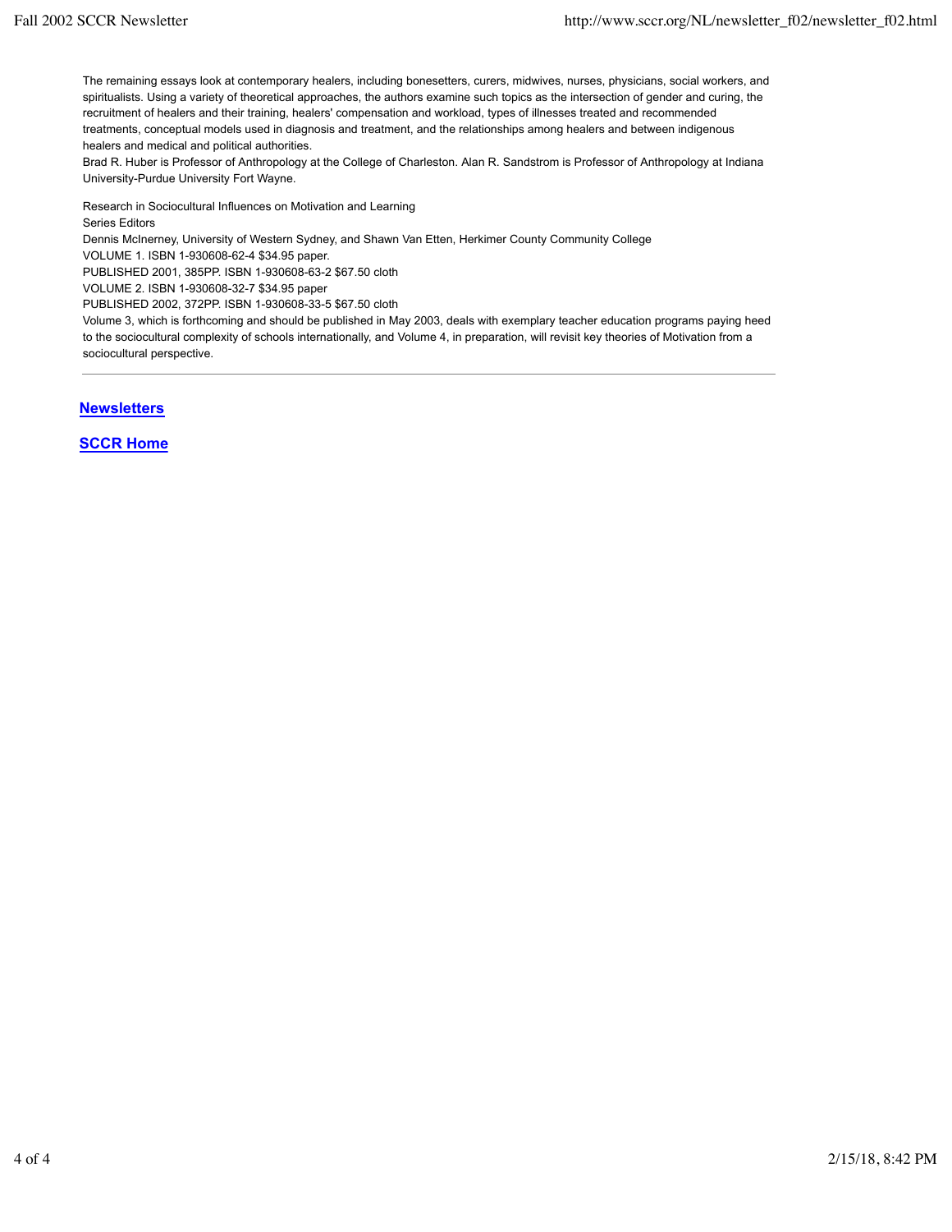The remaining essays look at contemporary healers, including bonesetters, curers, midwives, nurses, physicians, social workers, and spiritualists. Using a variety of theoretical approaches, the authors examine such topics as the intersection of gender and curing, the recruitment of healers and their training, healers' compensation and workload, types of illnesses treated and recommended treatments, conceptual models used in diagnosis and treatment, and the relationships among healers and between indigenous healers and medical and political authorities.
Brad R. Huber is Professor of Anthropology at the College of Charleston. Alan R. Sandstrom is Professor of Anthropology at Indiana University-Purdue University Fort Wayne.

Research in Sociocultural Influences on Motivation and Learning
Series Editors
Dennis McInerney, University of Western Sydney, and Shawn Van Etten, Herkimer County Community College
VOLUME 1. ISBN 1-930608-62-4 $34.95 paper.
PUBLISHED 2001, 385PP. ISBN 1-930608-63-2 $67.50 cloth
VOLUME 2. ISBN 1-930608-32-7 $34.95 paper
PUBLISHED 2002, 372PP. ISBN 1-930608-33-5 $67.50 cloth
Volume 3, which is forthcoming and should be published in May 2003, deals with exemplary teacher education programs paying heed to the sociocultural complexity of schools internationally, and Volume 4, in preparation, will revisit key theories of Motivation from a sociocultural perspective.

---

**Newsletters**

**SCCR Home**